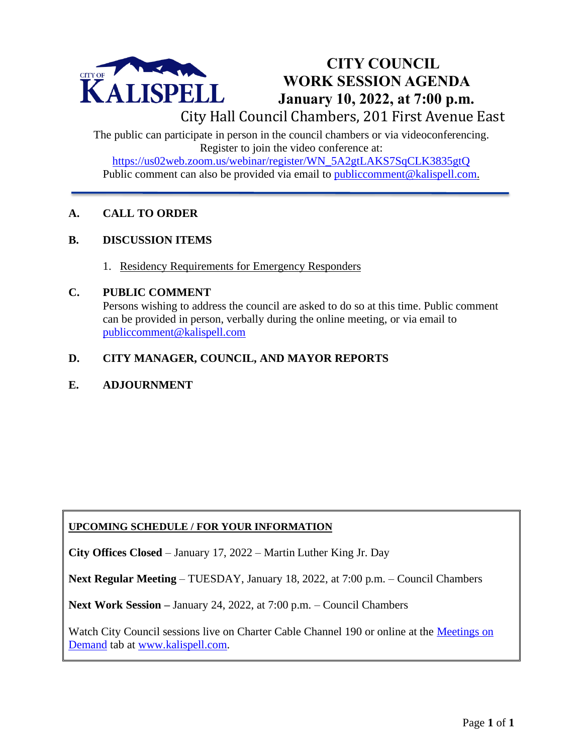CITY OF KALISPELL

# CITY COUNCIL WORK SESSION AGENDA

## January 10, 2022, at 7:00 p.m.

City Hall Council Chambers, 201 First Avenue East

The public can participate in person in the council chambers or via videoconferencing. Register to join the video conference at: https://us02web.zoom.us/webinar/register/WN_5A2gtLAKS7SqCLK3835gtQ

Public comment can also be provided via email to publiccomment@kalispell.com.

---

**A. CALL TO ORDER**

**B. DISCUSSION ITEMS**

1. Residency Requirements for Emergency Responders

**C. PUBLIC COMMENT**

Persons wishing to address the council are asked to do so at this time. Public comment can be provided in person, verbally during the online meeting, or via email to publiccomment@kalispell.com

**D. CITY MANAGER, COUNCIL, AND MAYOR REPORTS**

**E. ADJOURNMENT**

---

**UPCOMING SCHEDULE / FOR YOUR INFORMATION**

**City Offices Closed** – January 17, 2022 – Martin Luther King Jr. Day

**Next Regular Meeting** – TUESDAY, January 18, 2022, at 7:00 p.m. – Council Chambers

**Next Work Session –** January 24, 2022, at 7:00 p.m. – Council Chambers

Watch City Council sessions live on Charter Cable Channel 190 or online at the Meetings on Demand tab at www.kalispell.com.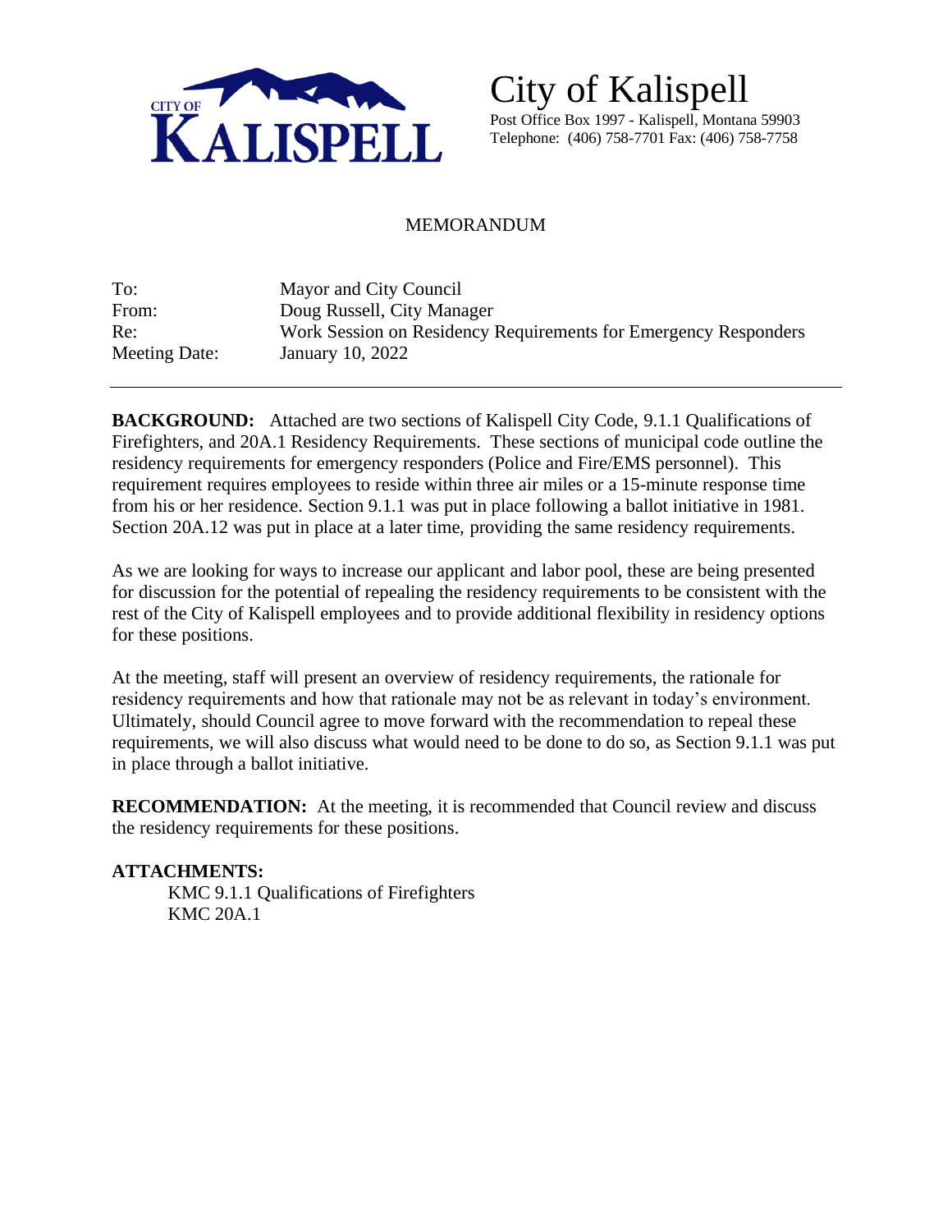# City of Kalispell

Post Office Box 1997 - Kalispell, Montana 59903
Telephone: (406) 758-7701 Fax: (406) 758-7758

## MEMORANDUM

| | |
|---|---|
| To: | Mayor and City Council |
| From: | Doug Russell, City Manager |
| Re: | Work Session on Residency Requirements for Emergency Responders |
| Meeting Date: | January 10, 2022 |

---

**BACKGROUND:** Attached are two sections of Kalispell City Code, 9.1.1 Qualifications of Firefighters, and 20A.1 Residency Requirements. These sections of municipal code outline the residency requirements for emergency responders (Police and Fire/EMS personnel). This requirement requires employees to reside within three air miles or a 15-minute response time from his or her residence. Section 9.1.1 was put in place following a ballot initiative in 1981. Section 20A.12 was put in place at a later time, providing the same residency requirements.

As we are looking for ways to increase our applicant and labor pool, these are being presented for discussion for the potential of repealing the residency requirements to be consistent with the rest of the City of Kalispell employees and to provide additional flexibility in residency options for these positions.

At the meeting, staff will present an overview of residency requirements, the rationale for residency requirements and how that rationale may not be as relevant in today's environment. Ultimately, should Council agree to move forward with the recommendation to repeal these requirements, we will also discuss what would need to be done to do so, as Section 9.1.1 was put in place through a ballot initiative.

**RECOMMENDATION:** At the meeting, it is recommended that Council review and discuss the residency requirements for these positions.

**ATTACHMENTS:**

KMC 9.1.1 Qualifications of Firefighters
KMC 20A.1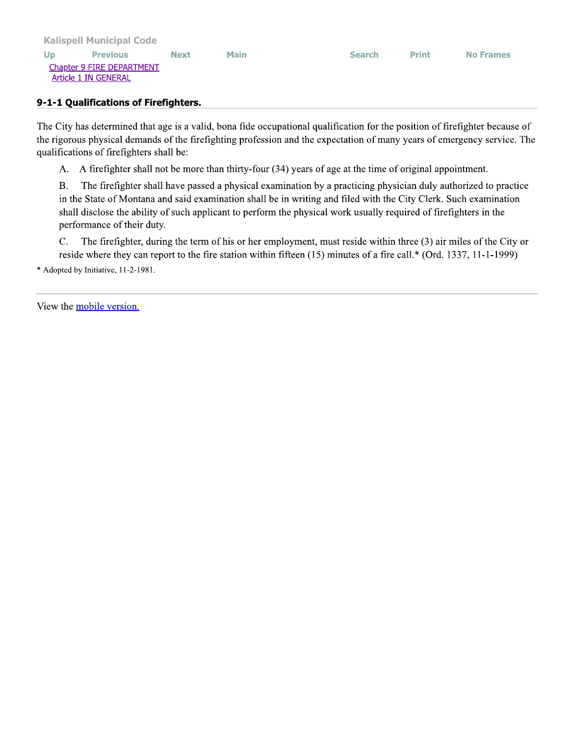Kalispell Municipal Code

Up Previous Next Main Search Print No Frames

Chapter 9 FIRE DEPARTMENT
Article 1 IN GENERAL

### 9-1-1 Qualifications of Firefighters.

The City has determined that age is a valid, bona fide occupational qualification for the position of firefighter because of the rigorous physical demands of the firefighting profession and the expectation of many years of emergency service. The qualifications of firefighters shall be:

A. A firefighter shall not be more than thirty-four (34) years of age at the time of original appointment.

B. The firefighter shall have passed a physical examination by a practicing physician duly authorized to practice in the State of Montana and said examination shall be in writing and filed with the City Clerk. Such examination shall disclose the ability of such applicant to perform the physical work usually required of firefighters in the performance of their duty.

C. The firefighter, during the term of his or her employment, must reside within three (3) air miles of the City or reside where they can report to the fire station within fifteen (15) minutes of a fire call.* (Ord. 1337, 11-1-1999)

* Adopted by Initiative, 11-2-1981.

---

View the mobile version.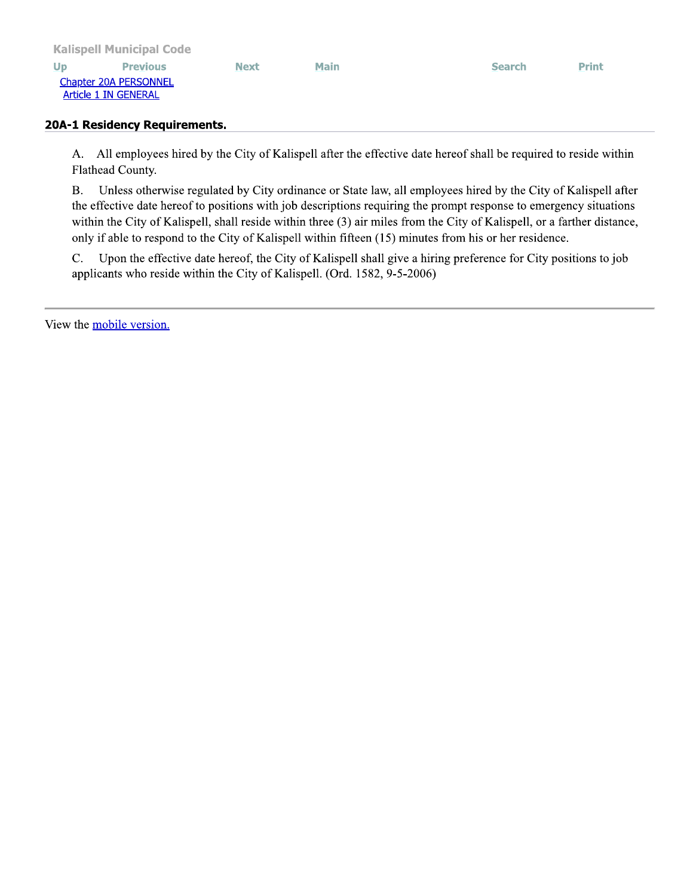Kalispell Municipal Code

Up Previous Next Main Search Print

Chapter 20A PERSONNEL

Article 1 IN GENERAL

## 20A-1 Residency Requirements.

A. All employees hired by the City of Kalispell after the effective date hereof shall be required to reside within Flathead County.

B. Unless otherwise regulated by City ordinance or State law, all employees hired by the City of Kalispell after the effective date hereof to positions with job descriptions requiring the prompt response to emergency situations within the City of Kalispell, shall reside within three (3) air miles from the City of Kalispell, or a farther distance, only if able to respond to the City of Kalispell within fifteen (15) minutes from his or her residence.

C. Upon the effective date hereof, the City of Kalispell shall give a hiring preference for City positions to job applicants who reside within the City of Kalispell. (Ord. 1582, 9-5-2006)

---

View the mobile version.